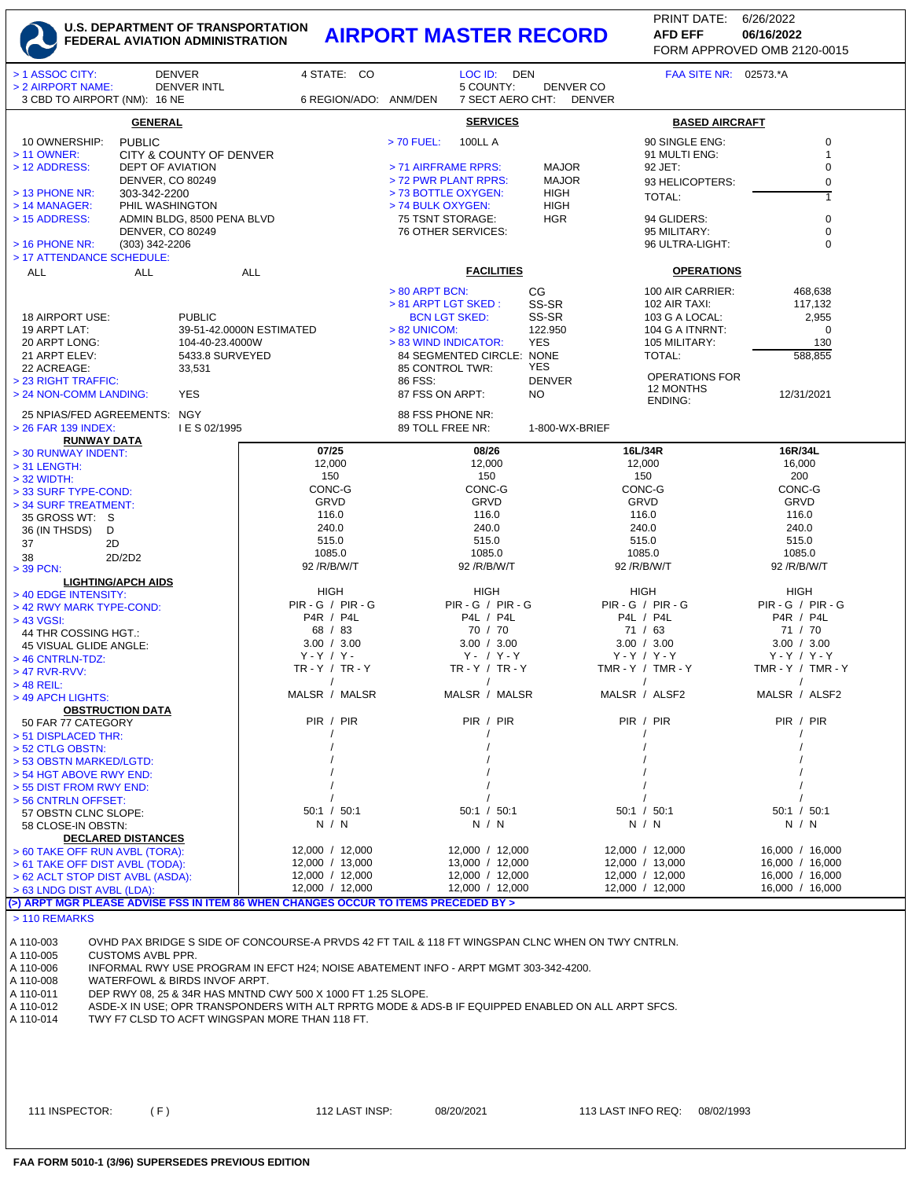# U.S. DEPARTMENT OF TRANSPORTATION FEDERAL AVIATION ADMINISTRATION

# AIRPORT MASTER RECORD

PRINT DATE: 6/26/2022
AFD EFF 06/16/2022
FORM APPROVED OMB 2120-0015

> 1 ASSOC CITY: DENVER
4 STATE: CO
LOC ID: DEN
FAA SITE NR: 02573.*A
> 2 AIRPORT NAME: DENVER INTL
5 COUNTY: DENVER CO
3 CBD TO AIRPORT (NM): 16 NE
6 REGION/ADO: ANM/DEN
7 SECT AERO CHT: DENVER

## GENERAL

10 OWNERSHIP: PUBLIC
> 11 OWNER: CITY & COUNTY OF DENVER
> 12 ADDRESS: DEPT OF AVIATION, DENVER, CO 80249
> 13 PHONE NR: 303-342-2200
> 14 MANAGER: PHIL WASHINGTON
> 15 ADDRESS: ADMIN BLDG, 8500 PENA BLVD, DENVER, CO 80249
> 16 PHONE NR: (303) 342-2206
> 17 ATTENDANCE SCHEDULE:

| ALL | ALL | ALL |
|---|---|---|

18 AIRPORT USE: PUBLIC
19 ARPT LAT: 39-51-42.0000N ESTIMATED
20 ARPT LONG: 104-40-23.4000W
21 ARPT ELEV: 5433.8 SURVEYED
22 ACREAGE: 33,531
> 23 RIGHT TRAFFIC:
> 24 NON-COMM LANDING: YES
25 NPIAS/FED AGREEMENTS: NGY
> 26 FAR 139 INDEX: I E S 02/1995

## SERVICES

> 70 FUEL: 100LL A
> 71 AIRFRAME RPRS: MAJOR
> 72 PWR PLANT RPRS: MAJOR
> 73 BOTTLE OXYGEN: HIGH
> 74 BULK OXYGEN: HIGH
75 TSNT STORAGE: HGR
76 OTHER SERVICES:

## FACILITIES

> 80 ARPT BCN: CG
> 81 ARPT LGT SKED: SS-SR
BCN LGT SKED: SS-SR
> 82 UNICOM: 122.950
> 83 WIND INDICATOR: YES
84 SEGMENTED CIRCLE: NONE
85 CONTROL TWR: YES
86 FSS: DENVER
87 FSS ON ARPT: NO
88 FSS PHONE NR:
89 TOLL FREE NR: 1-800-WX-BRIEF

## BASED AIRCRAFT

| | |
|---|---|
| 90 SINGLE ENG: | 0 |
| 91 MULTI ENG: | 1 |
| 92 JET: | 0 |
| 93 HELICOPTERS: | 0 |
| TOTAL: | 1 |
| 94 GLIDERS: | 0 |
| 95 MILITARY: | 0 |
| 96 ULTRA-LIGHT: | 0 |

## OPERATIONS

| | |
|---|---|
| 100 AIR CARRIER: | 468,638 |
| 102 AIR TAXI: | 117,132 |
| 103 G A LOCAL: | 2,955 |
| 104 G A ITNRNT: | 0 |
| 105 MILITARY: | 130 |
| TOTAL: | 588,855 |
| OPERATIONS FOR 12 MONTHS ENDING: | 12/31/2021 |

## RUNWAY DATA

| | | | | |
|---|---|---|---|---|
| > 30 RUNWAY INDENT: | 07/25 | 08/26 | 16L/34R | 16R/34L |
| > 31 LENGTH: | 12,000 | 12,000 | 12,000 | 16,000 |
| > 32 WIDTH: | 150 | 150 | 150 | 200 |
| > 33 SURF TYPE-COND: | CONC-G | CONC-G | CONC-G | CONC-G |
| > 34 SURF TREATMENT: | GRVD | GRVD | GRVD | GRVD |
| 35 GROSS WT: S | 116.0 | 116.0 | 116.0 | 116.0 |
| 36 (IN THSDS) D | 240.0 | 240.0 | 240.0 | 240.0 |
| 37 2D | 515.0 | 515.0 | 515.0 | 515.0 |
| 38 2D/2D2 | 1085.0 | 1085.0 | 1085.0 | 1085.0 |
| > 39 PCN: | 92 /R/B/W/T | 92 /R/B/W/T | 92 /R/B/W/T | 92 /R/B/W/T |
| **LIGHTING/APCH AIDS** | | | | |
| > 40 EDGE INTENSITY: | HIGH | HIGH | HIGH | HIGH |
| > 42 RWY MARK TYPE-COND: | PIR - G / PIR - G | PIR - G / PIR - G | PIR - G / PIR - G | PIR - G / PIR - G |
| > 43 VGSI: | P4R / P4L | P4L / P4L | P4L / P4L | P4R / P4L |
| 44 THR COSSING HGT.: | 68 / 83 | 70 / 70 | 71 / 63 | 71 / 70 |
| 45 VISUAL GLIDE ANGLE: | 3.00 / 3.00 | 3.00 / 3.00 | 3.00 / 3.00 | 3.00 / 3.00 |
| > 46 CNTRLN-TDZ: | Y - Y / Y - | Y - / Y - Y | Y - Y / Y - Y | Y - Y / Y - Y |
| > 47 RVR-RVV: | TR - Y / TR - Y | TR - Y / TR - Y | TMR - Y / TMR - Y | TMR - Y / TMR - Y |
| > 48 REIL: | / | / | / | / |
| > 49 APCH LIGHTS: | MALSR / MALSR | MALSR / MALSR | MALSR / ALSF2 | MALSR / ALSF2 |
| **OBSTRUCTION DATA** | | | | |
| 50 FAR 77 CATEGORY | PIR / PIR | PIR / PIR | PIR / PIR | PIR / PIR |
| > 51 DISPLACED THR: | / | / | / | / |
| > 52 CTLG OBSTN: | / | / | / | / |
| > 53 OBSTN MARKED/LGTD: | / | / | / | / |
| > 54 HGT ABOVE RWY END: | / | / | / | / |
| > 55 DIST FROM RWY END: | / | / | / | / |
| > 56 CNTRLN OFFSET: | / | / | / | / |
| 57 OBSTN CLNC SLOPE: | 50:1 / 50:1 | 50:1 / 50:1 | 50:1 / 50:1 | 50:1 / 50:1 |
| 58 CLOSE-IN OBSTN: | N / N | N / N | N / N | N / N |
| **DECLARED DISTANCES** | | | | |
| > 60 TAKE OFF RUN AVBL (TORA): | 12,000 / 12,000 | 12,000 / 12,000 | 12,000 / 12,000 | 16,000 / 16,000 |
| > 61 TAKE OFF DIST AVBL (TODA): | 12,000 / 13,000 | 13,000 / 12,000 | 12,000 / 13,000 | 16,000 / 16,000 |
| > 62 ACLT STOP DIST AVBL (ASDA): | 12,000 / 12,000 | 12,000 / 12,000 | 12,000 / 12,000 | 16,000 / 16,000 |
| > 63 LNDG DIST AVBL (LDA): | 12,000 / 12,000 | 12,000 / 12,000 | 12,000 / 12,000 | 16,000 / 16,000 |

(>) ARPT MGR PLEASE ADVISE FSS IN ITEM 86 WHEN CHANGES OCCUR TO ITEMS PRECEDED BY >

## > 110 REMARKS

| | |
|---|---|
| A 110-003 | OVHD PAX BRIDGE S SIDE OF CONCOURSE-A PRVDS 42 FT TAIL & 118 FT WINGSPAN CLNC WHEN ON TWY CNTRLN. |
| A 110-005 | CUSTOMS AVBL PPR. |
| A 110-006 | INFORMAL RWY USE PROGRAM IN EFCT H24; NOISE ABATEMENT INFO - ARPT MGMT 303-342-4200. |
| A 110-008 | WATERFOWL & BIRDS INVOF ARPT. |
| A 110-011 | DEP RWY 08, 25 & 34R HAS MNTND CWY 500 X 1000 FT 1.25 SLOPE. |
| A 110-012 | ASDE-X IN USE; OPR TRANSPONDERS WITH ALT RPRTG MODE & ADS-B IF EQUIPPED ENABLED ON ALL ARPT SFCS. |
| A 110-014 | TWY F7 CLSD TO ACFT WINGSPAN MORE THAN 118 FT. |

111 INSPECTOR: (F)
112 LAST INSP: 08/20/2021
113 LAST INFO REQ: 08/02/1993

FAA FORM 5010-1 (3/96) SUPERSEDES PREVIOUS EDITION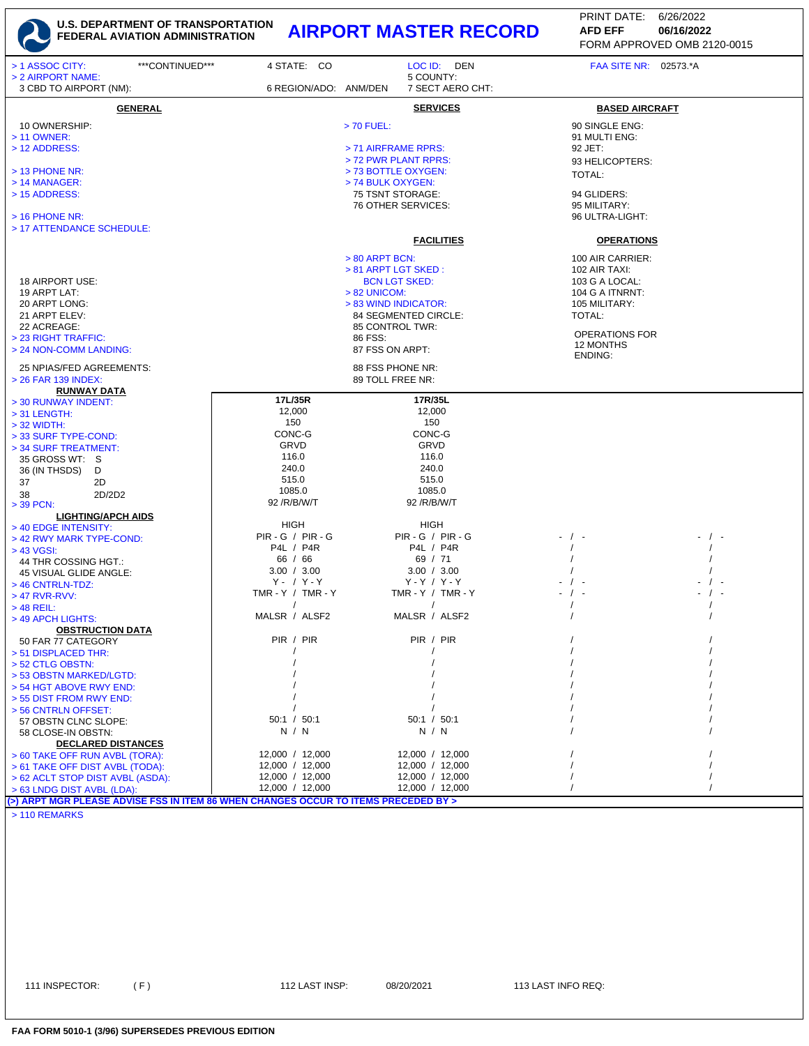U.S. DEPARTMENT OF TRANSPORTATION
FEDERAL AVIATION ADMINISTRATION

# AIRPORT MASTER RECORD

PRINT DATE: 6/26/2022
AFD EFF 06/16/2022
FORM APPROVED OMB 2120-0015

> 1 ASSOC CITY: ***CONTINUED*** 4 STATE: CO LOC ID: DEN FAA SITE NR: 02573.*A
> 2 AIRPORT NAME: 5 COUNTY:
3 CBD TO AIRPORT (NM): 6 REGION/ADO: ANM/DEN 7 SECT AERO CHT:

## GENERAL

10 OWNERSHIP:
> 11 OWNER:
> 12 ADDRESS:
> 13 PHONE NR:
> 14 MANAGER:
> 15 ADDRESS:
> 16 PHONE NR:
> 17 ATTENDANCE SCHEDULE:

18 AIRPORT USE:
19 ARPT LAT:
20 ARPT LONG:
21 ARPT ELEV:
22 ACREAGE:
> 23 RIGHT TRAFFIC:
> 24 NON-COMM LANDING:
25 NPIAS/FED AGREEMENTS:
> 26 FAR 139 INDEX:

## SERVICES

> 70 FUEL:
> 71 AIRFRAME RPRS:
> 72 PWR PLANT RPRS:
> 73 BOTTLE OXYGEN:
> 74 BULK OXYGEN:
75 TSNT STORAGE:
76 OTHER SERVICES:

## FACILITIES

> 80 ARPT BCN:
> 81 ARPT LGT SKED : BCN LGT SKED:
> 82 UNICOM:
> 83 WIND INDICATOR:
84 SEGMENTED CIRCLE:
85 CONTROL TWR:
86 FSS:
87 FSS ON ARPT:
88 FSS PHONE NR:
89 TOLL FREE NR:

## BASED AIRCRAFT

90 SINGLE ENG:
91 MULTI ENG:
92 JET:
93 HELICOPTERS:
TOTAL:
94 GLIDERS:
95 MILITARY:
96 ULTRA-LIGHT:

## OPERATIONS

100 AIR CARRIER:
102 AIR TAXI:
103 G A LOCAL:
104 G A ITNRNT:
105 MILITARY:
TOTAL:

OPERATIONS FOR 12 MONTHS ENDING:

| | | | | |
|---|---|---|---|---|
| **RUNWAY DATA** | | | | |
| > 30 RUNWAY INDENT: | 17L/35R | 17R/35L | | |
| > 31 LENGTH: | 12,000 | 12,000 | | |
| > 32 WIDTH: | 150 | 150 | | |
| > 33 SURF TYPE-COND: | CONC-G | CONC-G | | |
| > 34 SURF TREATMENT: | GRVD | GRVD | | |
| 35 GROSS WT: S | 116.0 | 116.0 | | |
| 36 (IN THSDS) D | 240.0 | 240.0 | | |
| 37 2D | 515.0 | 515.0 | | |
| 38 2D/2D2 | 1085.0 | 1085.0 | | |
| > 39 PCN: | 92 /R/B/W/T | 92 /R/B/W/T | | |
| **LIGHTING/APCH AIDS** | | | | |
| > 40 EDGE INTENSITY: | HIGH | HIGH | | |
| > 42 RWY MARK TYPE-COND: | PIR - G / PIR - G | PIR - G / PIR - G | - / - | - / - |
| > 43 VGSI: | P4L / P4R | P4L / P4R | / | / |
| 44 THR COSSING HGT.: | 66 / 66 | 69 / 71 | / | / |
| 45 VISUAL GLIDE ANGLE: | 3.00 / 3.00 | 3.00 / 3.00 | / | / |
| > 46 CNTRLN-TDZ: | Y - / Y - Y | Y - Y / Y - Y | - / - | - / - |
| > 47 RVR-RVV: | TMR - Y / TMR - Y | TMR - Y / TMR - Y | - / - | - / - |
| > 48 REIL: | / | / | / | / |
| > 49 APCH LIGHTS: | MALSR / ALSF2 | MALSR / ALSF2 | / | / |
| **OBSTRUCTION DATA** | | | | |
| 50 FAR 77 CATEGORY | PIR / PIR | PIR / PIR | / | / |
| > 51 DISPLACED THR: | / | / | / | / |
| > 52 CTLG OBSTN: | / | / | / | / |
| > 53 OBSTN MARKED/LGTD: | / | / | / | / |
| > 54 HGT ABOVE RWY END: | / | / | / | / |
| > 55 DIST FROM RWY END: | / | / | / | / |
| > 56 CNTRLN OFFSET: | / | / | / | / |
| 57 OBSTN CLNC SLOPE: | 50:1 / 50:1 | 50:1 / 50:1 | / | / |
| 58 CLOSE-IN OBSTN: | N / N | N / N | / | / |
| **DECLARED DISTANCES** | | | | |
| > 60 TAKE OFF RUN AVBL (TORA): | 12,000 / 12,000 | 12,000 / 12,000 | / | / |
| > 61 TAKE OFF DIST AVBL (TODA): | 12,000 / 12,000 | 12,000 / 12,000 | / | / |
| > 62 ACLT STOP DIST AVBL (ASDA): | 12,000 / 12,000 | 12,000 / 12,000 | / | / |
| > 63 LNDG DIST AVBL (LDA): | 12,000 / 12,000 | 12,000 / 12,000 | / | / |

**(>) ARPT MGR PLEASE ADVISE FSS IN ITEM 86 WHEN CHANGES OCCUR TO ITEMS PRECEDED BY >**

> 110 REMARKS

111 INSPECTOR: ( F ) 112 LAST INSP: 08/20/2021 113 LAST INFO REQ:

**FAA FORM 5010-1 (3/96) SUPERSEDES PREVIOUS EDITION**